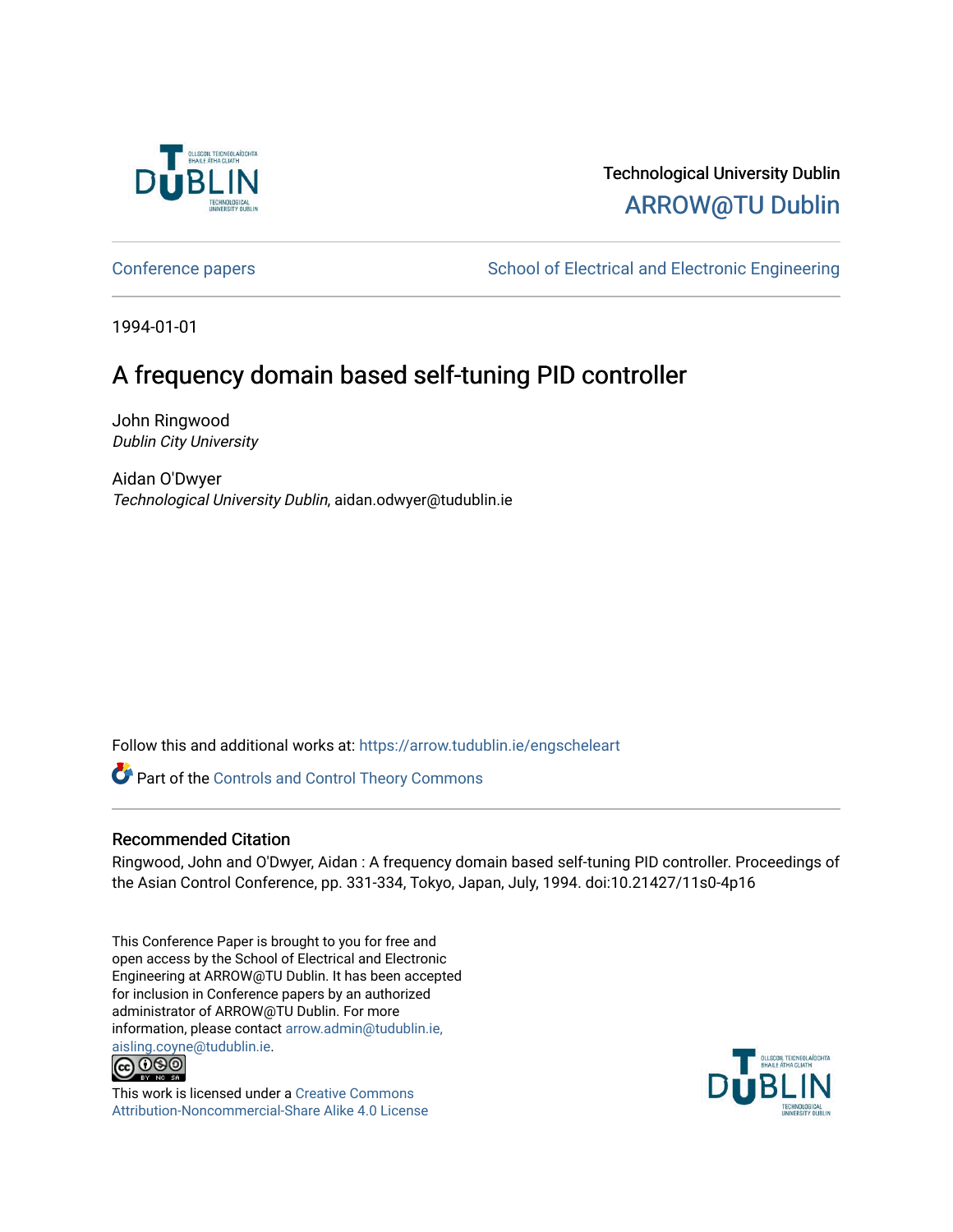Technological University Dublin

ARROW@TU Dublin

Conference papers | School of Electrical and Electronic Engineering

1994-01-01

# A frequency domain based self-tuning PID controller

John Ringwood
*Dublin City University*

Aidan O'Dwyer
*Technological University Dublin*, aidan.odwyer@tudublin.ie

Follow this and additional works at: https://arrow.tudublin.ie/engscheleart

Part of the Controls and Control Theory Commons

## Recommended Citation

Ringwood, John and O'Dwyer, Aidan : A frequency domain based self-tuning PID controller. Proceedings of the Asian Control Conference, pp. 331-334, Tokyo, Japan, July, 1994. doi:10.21427/11s0-4p16

This Conference Paper is brought to you for free and open access by the School of Electrical and Electronic Engineering at ARROW@TU Dublin. It has been accepted for inclusion in Conference papers by an authorized administrator of ARROW@TU Dublin. For more information, please contact arrow.admin@tudublin.ie, aisling.coyne@tudublin.ie.

This work is licensed under a Creative Commons Attribution-Noncommercial-Share Alike 4.0 License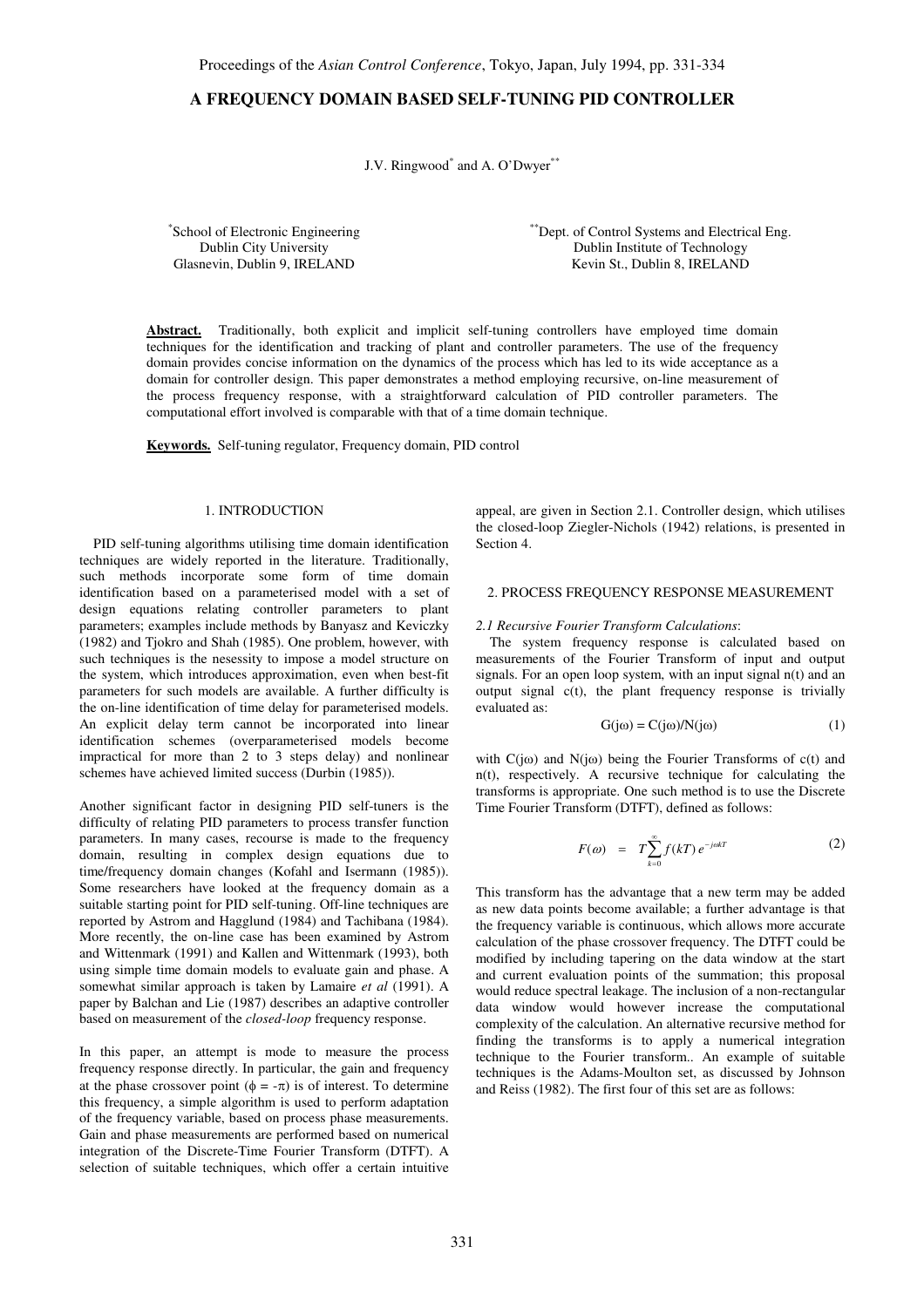# A FREQUENCY DOMAIN BASED SELF-TUNING PID CONTROLLER

J.V. Ringwood[*] and A. O'Dwyer[**]

[*]School of Electronic Engineering
Dublin City University
Glasnevin, Dublin 9, IRELAND

[**]Dept. of Control Systems and Electrical Eng.
Dublin Institute of Technology
Kevin St., Dublin 8, IRELAND

**Abstract.** Traditionally, both explicit and implicit self-tuning controllers have employed time domain techniques for the identification and tracking of plant and controller parameters. The use of the frequency domain provides concise information on the dynamics of the process which has led to its wide acceptance as a domain for controller design. This paper demonstrates a method employing recursive, on-line measurement of the process frequency response, with a straightforward calculation of PID controller parameters. The computational effort involved is comparable with that of a time domain technique.

**Keywords.** Self-tuning regulator, Frequency domain, PID control

## 1. INTRODUCTION

PID self-tuning algorithms utilising time domain identification techniques are widely reported in the literature. Traditionally, such methods incorporate some form of time domain identification based on a parameterised model with a set of design equations relating controller parameters to plant parameters; examples include methods by Banyasz and Keviczky (1982) and Tjokro and Shah (1985). One problem, however, with such techniques is the nesessity to impose a model structure on the system, which introduces approximation, even when best-fit parameters for such models are available. A further difficulty is the on-line identification of time delay for parameterised models. An explicit delay term cannot be incorporated into linear identification schemes (overparameterised models become impractical for more than 2 to 3 steps delay) and nonlinear schemes have achieved limited success (Durbin (1985)).

Another significant factor in designing PID self-tuners is the difficulty of relating PID parameters to process transfer function parameters. In many cases, recourse is made to the frequency domain, resulting in complex design equations due to time/frequency domain changes (Kofahl and Isermann (1985)). Some researchers have looked at the frequency domain as a suitable starting point for PID self-tuning. Off-line techniques are reported by Astrom and Hagglund (1984) and Tachibana (1984). More recently, the on-line case has been examined by Astrom and Wittenmark (1991) and Kallen and Wittenmark (1993), both using simple time domain models to evaluate gain and phase. A somewhat similar approach is taken by Lamaire *et al* (1991). A paper by Balchan and Lie (1987) describes an adaptive controller based on measurement of the *closed-loop* frequency response.

In this paper, an attempt is mode to measure the process frequency response directly. In particular, the gain and frequency at the phase crossover point ($\phi = -\pi$) is of interest. To determine this frequency, a simple algorithm is used to perform adaptation of the frequency variable, based on process phase measurements. Gain and phase measurements are performed based on numerical integration of the Discrete-Time Fourier Transform (DTFT). A selection of suitable techniques, which offer a certain intuitive appeal, are given in Section 2.1. Controller design, which utilises the closed-loop Ziegler-Nichols (1942) relations, is presented in Section 4.

## 2. PROCESS FREQUENCY RESPONSE MEASUREMENT

### *2.1 Recursive Fourier Transform Calculations*:

The system frequency response is calculated based on measurements of the Fourier Transform of input and output signals. For an open loop system, with an input signal n(t) and an output signal c(t), the plant frequency response is trivially evaluated as:

$$G(j\omega) = C(j\omega)/N(j\omega) \tag{1}$$

with $C(j\omega)$ and $N(j\omega)$ being the Fourier Transforms of c(t) and n(t), respectively. A recursive technique for calculating the transforms is appropriate. One such method is to use the Discrete Time Fourier Transform (DTFT), defined as follows:

$$F(\omega) = T\sum_{k=0}^{\infty} f(kT)\, e^{-j\omega kT} \tag{2}$$

This transform has the advantage that a new term may be added as new data points become available; a further advantage is that the frequency variable is continuous, which allows more accurate calculation of the phase crossover frequency. The DTFT could be modified by including tapering on the data window at the start and current evaluation points of the summation; this proposal would reduce spectral leakage. The inclusion of a non-rectangular data window would however increase the computational complexity of the calculation. An alternative recursive method for finding the transforms is to apply a numerical integration technique to the Fourier transform.. An example of suitable techniques is the Adams-Moulton set, as discussed by Johnson and Reiss (1982). The first four of this set are as follows: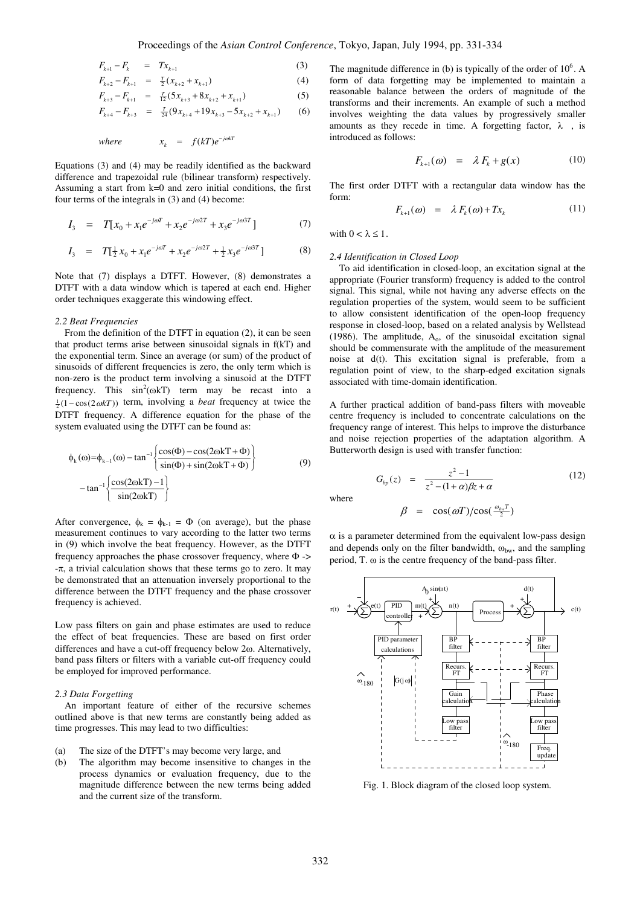$$F_{k+1} - F_k \quad = \quad Tx_{k+1} \tag{3}$$

$$F_{k+2} - F_{k+1} \quad = \quad \tfrac{T}{2}(x_{k+2} + x_{k+1}) \tag{4}$$

$$F_{k+3} - F_{k+1} \quad = \quad \tfrac{T}{12}(5x_{k+3} + 8x_{k+2} + x_{k+1}) \tag{5}$$

$$F_{k+4} - F_{k+3} \quad = \quad \tfrac{T}{24}(9x_{k+4} + 19x_{k+3} - 5x_{k+2} + x_{k+1}) \tag{6}$$

$$where \qquad x_k \quad = \quad f(kT)e^{-j\omega kT}$$

Equations (3) and (4) may be readily identified as the backward difference and trapezoidal rule (bilinear transform) respectively. Assuming a start from k=0 and zero initial conditions, the first four terms of the integrals in (3) and (4) become:

$$I_3 \quad = \quad T[x_0 + x_1 e^{-j\omega T} + x_2 e^{-j\omega 2T} + x_3 e^{-j\omega 3T}] \tag{7}$$

$$I_3 \quad = \quad T[\tfrac{1}{2}x_0 + x_1 e^{-j\omega T} + x_2 e^{-j\omega 2T} + \tfrac{1}{2}x_3 e^{-j\omega 3T}] \tag{8}$$

Note that (7) displays a DTFT. However, (8) demonstrates a DTFT with a data window which is tapered at each end. Higher order techniques exaggerate this windowing effect.

### 2.2 Beat Frequencies

From the definition of the DTFT in equation (2), it can be seen that product terms arise between sinusoidal signals in f(kT) and the exponential term. Since an average (or sum) of the product of sinusoids of different frequencies is zero, the only term which is non-zero is the product term involving a sinusoid at the DTFT frequency. This $\sin^2(\omega kT)$ term may be recast into a $\frac{1}{2}(1-\cos(2\omega kT))$ term, involving a *beat* frequency at twice the DTFT frequency. A difference equation for the phase of the system evaluated using the DTFT can be found as:

$$\phi_k(\omega)=\phi_{k-1}(\omega) - \tan^{-1}\left\{\frac{\cos(\Phi) - \cos(2\omega kT + \Phi)}{\sin(\Phi) + \sin(2\omega kT + \Phi)}\right\} - \tan^{-1}\left\{\frac{\cos(2\omega kT) - 1}{\sin(2\omega kT)}\right\} \tag{9}$$

After convergence, $\phi_k = \phi_{k-1} = \Phi$ (on average), but the phase measurement continues to vary according to the latter two terms in (9) which involve the beat frequency. However, as the DTFT frequency approaches the phase crossover frequency, where $\Phi \to -\pi$, a trivial calculation shows that these terms go to zero. It may be demonstrated that an attenuation inversely proportional to the difference between the DTFT frequency and the phase crossover frequency is achieved.

Low pass filters on gain and phase estimates are used to reduce the effect of beat frequencies. These are based on first order differences and have a cut-off frequency below 2ω. Alternatively, band pass filters or filters with a variable cut-off frequency could be employed for improved performance.

### 2.3 Data Forgetting

An important feature of either of the recursive schemes outlined above is that new terms are constantly being added as time progresses. This may lead to two difficulties:

(a) The size of the DTFT's may become very large, and
(b) The algorithm may become insensitive to changes in the process dynamics or evaluation frequency, due to the magnitude difference between the new terms being added and the current size of the transform.

The magnitude difference in (b) is typically of the order of $10^6$. A form of data forgetting may be implemented to maintain a reasonable balance between the orders of magnitude of the transforms and their increments. An example of such a method involves weighting the data values by progressively smaller amounts as they recede in time. A forgetting factor, λ, is introduced as follows:

$$F_{k+1}(\omega) \quad = \quad \lambda F_k + g(x) \tag{10}$$

The first order DTFT with a rectangular data window has the form:

$$F_{k+1}(\omega) \quad = \quad \lambda F_k(\omega) + Tx_k \tag{11}$$

with $0 < \lambda \leq 1$.

### 2.4 Identification in Closed Loop

To aid identification in closed-loop, an excitation signal at the appropriate (Fourier transform) frequency is added to the control signal. This signal, while not having any adverse effects on the regulation properties of the system, would seem to be sufficient to allow consistent identification of the open-loop frequency response in closed-loop, based on a related analysis by Wellstead (1986). The amplitude, $A_o$, of the sinusoidal excitation signal should be commensurate with the amplitude of the measurement noise at d(t). This excitation signal is preferable, from a regulation point of view, to the sharp-edged excitation signals associated with time-domain identification.

A further practical addition of band-pass filters with moveable centre frequency is included to concentrate calculations on the frequency range of interest. This helps to improve the disturbance and noise rejection properties of the adaptation algorithm. A Butterworth design is used with transfer function:

$$G_{bp}(z) \quad = \quad \frac{z^2 - 1}{z^2 - (1+\alpha)\beta z + \alpha} \tag{12}$$

where

$$\beta \quad = \quad \cos(\omega T)/\cos(\tfrac{\omega_{bw}T}{2})$$

α is a parameter determined from the equivalent low-pass design and depends only on the filter bandwidth, $\omega_{bw}$, and the sampling period, T. ω is the centre frequency of the band-pass filter.

Fig. 1. Block diagram of the closed loop system.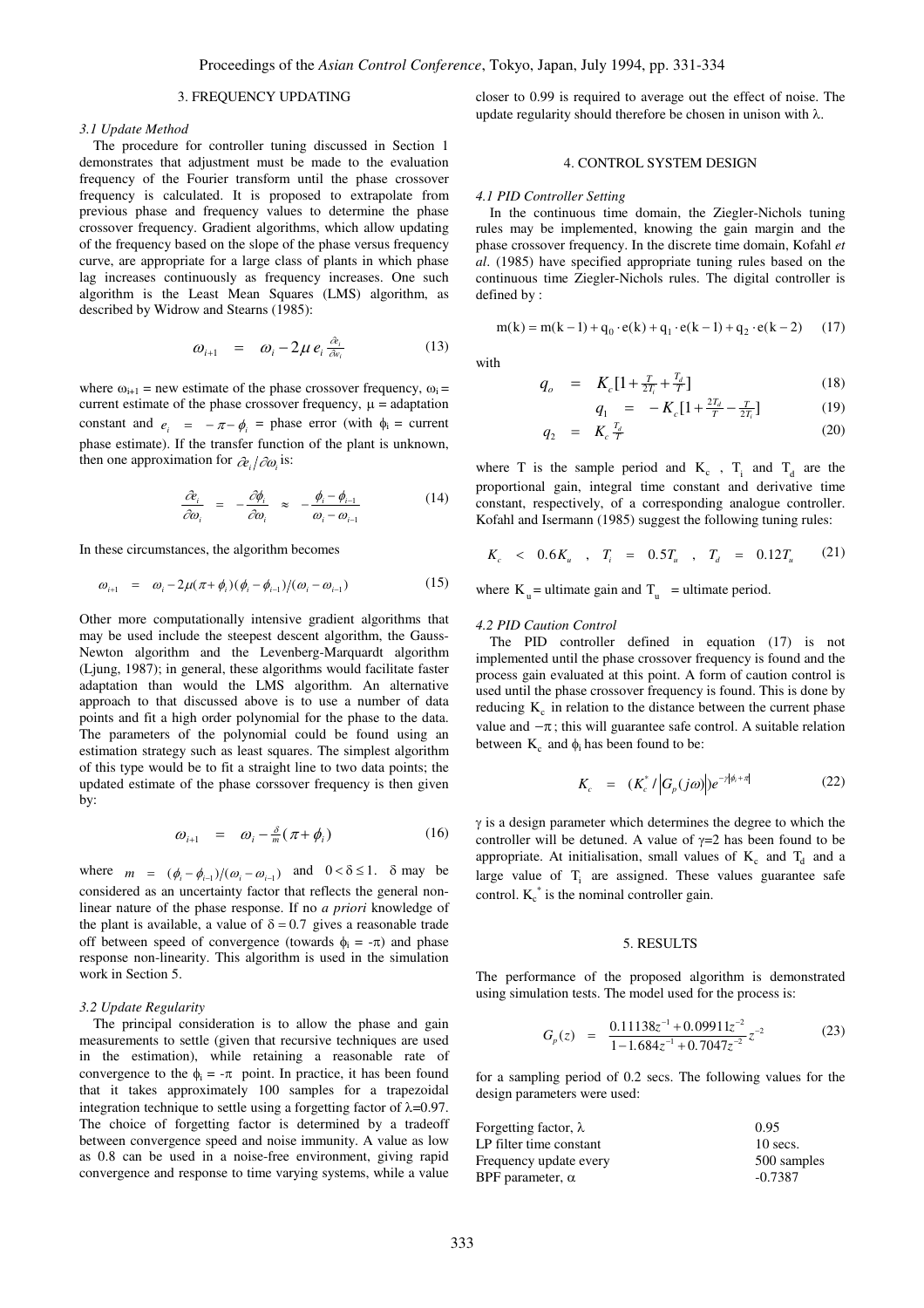## 3. FREQUENCY UPDATING

### 3.1 Update Method

The procedure for controller tuning discussed in Section 1 demonstrates that adjustment must be made to the evaluation frequency of the Fourier transform until the phase crossover frequency is calculated. It is proposed to extrapolate from previous phase and frequency values to determine the phase crossover frequency. Gradient algorithms, which allow updating of the frequency based on the slope of the phase versus frequency curve, are appropriate for a large class of plants in which phase lag increases continuously as frequency increases. One such algorithm is the Least Mean Squares (LMS) algorithm, as described by Widrow and Stearns (1985):

$$\omega_{i+1} = \omega_i - 2\mu\, e_i \tfrac{\partial e_i}{\partial \omega_i} \tag{13}$$

where $\omega_{i+1}$ = new estimate of the phase crossover frequency, $\omega_i$ = current estimate of the phase crossover frequency, $\mu$ = adaptation constant and $e_i = -\pi - \phi_i$ = phase error (with $\phi_i$ = current phase estimate). If the transfer function of the plant is unknown, then one approximation for $\partial e_i / \partial \omega_i$ is:

$$\frac{\partial e_i}{\partial \omega_i} = -\frac{\partial \phi_i}{\partial \omega_i} \approx -\frac{\phi_i - \phi_{i-1}}{\omega_i - \omega_{i-1}} \tag{14}$$

In these circumstances, the algorithm becomes

$$\omega_{i+1} = \omega_i - 2\mu(\pi + \phi_i)(\phi_i - \phi_{i-1})/(\omega_i - \omega_{i-1}) \tag{15}$$

Other more computationally intensive gradient algorithms that may be used include the steepest descent algorithm, the Gauss-Newton algorithm and the Levenberg-Marquardt algorithm (Ljung, 1987); in general, these algorithms would facilitate faster adaptation than would the LMS algorithm. An alternative approach to that discussed above is to use a number of data points and fit a high order polynomial for the phase to the data. The parameters of the polynomial could be found using an estimation strategy such as least squares. The simplest algorithm of this type would be to fit a straight line to two data points; the updated estimate of the phase corssover frequency is then given by:

$$\omega_{i+1} = \omega_i - \tfrac{\delta}{m}(\pi + \phi_i) \tag{16}$$

where $m = (\phi_i - \phi_{i-1})/(\omega_i - \omega_{i-1})$ and $0 < \delta \le 1$. $\delta$ may be considered as an uncertainty factor that reflects the general non-linear nature of the phase response. If no *a priori* knowledge of the plant is available, a value of $\delta = 0.7$ gives a reasonable trade off between speed of convergence (towards $\phi_i = -\pi$) and phase response non-linearity. This algorithm is used in the simulation work in Section 5.

### 3.2 Update Regularity

The principal consideration is to allow the phase and gain measurements to settle (given that recursive techniques are used in the estimation), while retaining a reasonable rate of convergence to the $\phi_i = -\pi$ point. In practice, it has been found that it takes approximately 100 samples for a trapezoidal integration technique to settle using a forgetting factor of $\lambda$=0.97. The choice of forgetting factor is determined by a tradeoff between convergence speed and noise immunity. A value as low as 0.8 can be used in a noise-free environment, giving rapid convergence and response to time varying systems, while a value closer to 0.99 is required to average out the effect of noise. The update regularity should therefore be chosen in unison with $\lambda$.

## 4. CONTROL SYSTEM DESIGN

### 4.1 PID Controller Setting

In the continuous time domain, the Ziegler-Nichols tuning rules may be implemented, knowing the gain margin and the phase crossover frequency. In the discrete time domain, Kofahl *et al*. (1985) have specified appropriate tuning rules based on the continuous time Ziegler-Nichols rules. The digital controller is defined by :

$$m(k) = m(k-1) + q_0 \cdot e(k) + q_1 \cdot e(k-1) + q_2 \cdot e(k-2) \tag{17}$$

with

$$q_o = K_c[1 + \tfrac{T}{2T_i} + \tfrac{T_d}{T}] \tag{18}$$

$$q_1 = -K_c[1 + \tfrac{2T_d}{T} - \tfrac{T}{2T_i}] \tag{19}$$

$$q_2 = K_c \tfrac{T_d}{T} \tag{20}$$

where T is the sample period and $K_c$, $T_i$ and $T_d$ are the proportional gain, integral time constant and derivative time constant, respectively, of a corresponding analogue controller. Kofahl and Isermann (1985) suggest the following tuning rules:

$$K_c < 0.6K_u \quad , \quad T_i = 0.5T_u \quad , \quad T_d = 0.12T_u \tag{21}$$

where $K_u$ = ultimate gain and $T_u$ = ultimate period.

### 4.2 PID Caution Control

The PID controller defined in equation (17) is not implemented until the phase crossover frequency is found and the process gain evaluated at this point. A form of caution control is used until the phase crossover frequency is found. This is done by reducing $K_c$ in relation to the distance between the current phase value and $-\pi$; this will guarantee safe control. A suitable relation between $K_c$ and $\phi_i$ has been found to be:

$$K_c = (K_c^* / |G_p(j\omega)|)e^{-\gamma|\phi_i + \pi|} \tag{22}$$

$\gamma$ is a design parameter which determines the degree to which the controller will be detuned. A value of $\gamma$=2 has been found to be appropriate. At initialisation, small values of $K_c$ and $T_d$ and a large value of $T_i$ are assigned. These values guarantee safe control. $K_c^*$ is the nominal controller gain.

## 5. RESULTS

The performance of the proposed algorithm is demonstrated using simulation tests. The model used for the process is:

$$G_p(z) = \frac{0.11138z^{-1} + 0.09911z^{-2}}{1 - 1.684z^{-1} + 0.7047z^{-2}} z^{-2} \tag{23}$$

for a sampling period of 0.2 secs. The following values for the design parameters were used:

| | |
|---|---|
| Forgetting factor, $\lambda$ | 0.95 |
| LP filter time constant | 10 secs. |
| Frequency update every | 500 samples |
| BPF parameter, $\alpha$ | -0.7387 |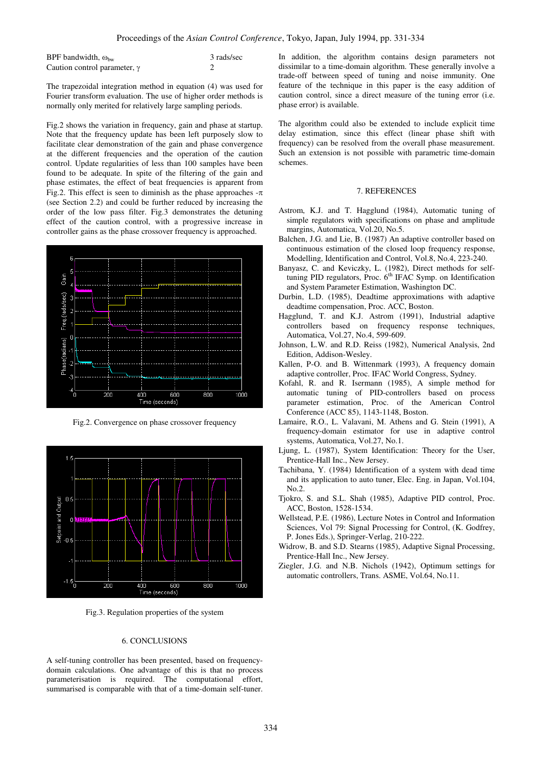| | |
|---|---|
| BPF bandwidth, $\omega_{bw}$ | 3 rads/sec |
| Caution control parameter, $\gamma$ | 2 |

The trapezoidal integration method in equation (4) was used for Fourier transform evaluation. The use of higher order methods is normally only merited for relatively large sampling periods.

Fig.2 shows the variation in frequency, gain and phase at startup. Note that the frequency update has been left purposely slow to facilitate clear demonstration of the gain and phase convergence at the different frequencies and the operation of the caution control. Update regularities of less than 100 samples have been found to be adequate. In spite of the filtering of the gain and phase estimates, the effect of beat frequencies is apparent from Fig.2. This effect is seen to diminish as the phase approaches $-\pi$ (see Section 2.2) and could be further reduced by increasing the order of the low pass filter. Fig.3 demonstrates the detuning effect of the caution control, with a progressive increase in controller gains as the phase crossover frequency is approached.

Gain
Freq.(rads/sec)
Phase(radians)
Time (seconds)

Fig.2. Convergence on phase crossover frequency

Setpoint and Output
Time (seconds)

Fig.3. Regulation properties of the system

## 6. CONCLUSIONS

A self-tuning controller has been presented, based on frequency-domain calculations. One advantage of this is that no process parameterisation is required. The computational effort, summarised is comparable with that of a time-domain self-tuner. In addition, the algorithm contains design parameters not dissimilar to a time-domain algorithm. These generally involve a trade-off between speed of tuning and noise immunity. One feature of the technique in this paper is the easy addition of caution control, since a direct measure of the tuning error (i.e. phase error) is available.

The algorithm could also be extended to include explicit time delay estimation, since this effect (linear phase shift with frequency) can be resolved from the overall phase measurement. Such an extension is not possible with parametric time-domain schemes.

## 7. REFERENCES

Astrom, K.J. and T. Hagglund (1984), Automatic tuning of simple regulators with specifications on phase and amplitude margins, Automatica, Vol.20, No.5.

Balchen, J.G. and Lie, B. (1987) An adaptive controller based on continuous estimation of the closed loop frequency response, Modelling, Identification and Control, Vol.8, No.4, 223-240.

Banyasz, C. and Keviczky, L. (1982), Direct methods for self-tuning PID regulators, Proc. 6th IFAC Symp. on Identification and System Parameter Estimation, Washington DC.

Durbin, L.D. (1985), Deadtime approximations with adaptive deadtime compensation, Proc. ACC, Boston.

Hagglund, T. and K.J. Astrom (1991), Industrial adaptive controllers based on frequency response techniques, Automatica, Vol.27, No.4, 599-609.

Johnson, L.W. and R.D. Reiss (1982), Numerical Analysis, 2nd Edition, Addison-Wesley.

Kallen, P-O. and B. Wittenmark (1993), A frequency domain adaptive controller, Proc. IFAC World Congress, Sydney.

Kofahl, R. and R. Isermann (1985), A simple method for automatic tuning of PID-controllers based on process parameter estimation, Proc. of the American Control Conference (ACC 85), 1143-1148, Boston.

Lamaire, R.O., L. Valavani, M. Athens and G. Stein (1991), A frequency-domain estimator for use in adaptive control systems, Automatica, Vol.27, No.1.

Ljung, L. (1987), System Identification: Theory for the User, Prentice-Hall Inc., New Jersey.

Tachibana, Y. (1984) Identification of a system with dead time and its application to auto tuner, Elec. Eng. in Japan, Vol.104, No.2.

Tjokro, S. and S.L. Shah (1985), Adaptive PID control, Proc. ACC, Boston, 1528-1534.

Wellstead, P.E. (1986), Lecture Notes in Control and Information Sciences, Vol 79: Signal Processing for Control, (K. Godfrey, P. Jones Eds.), Springer-Verlag, 210-222.

Widrow, B. and S.D. Stearns (1985), Adaptive Signal Processing, Prentice-Hall Inc., New Jersey.

Ziegler, J.G. and N.B. Nichols (1942), Optimum settings for automatic controllers, Trans. ASME, Vol.64, No.11.